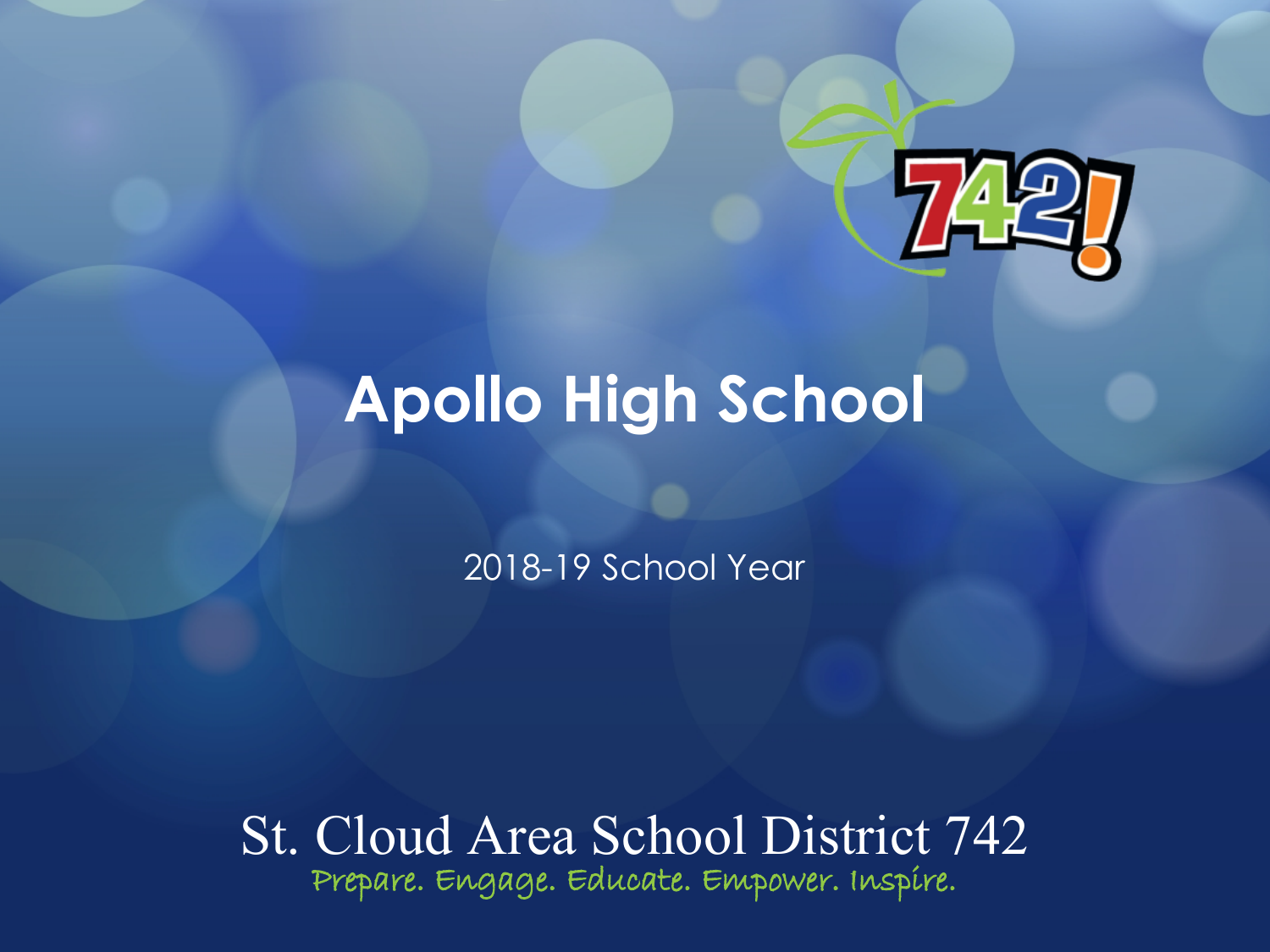# Apollo High School

2018-19 School Year

St. Cloud Area School District 742

Prepare. Engage. Educate. Empower. Inspire.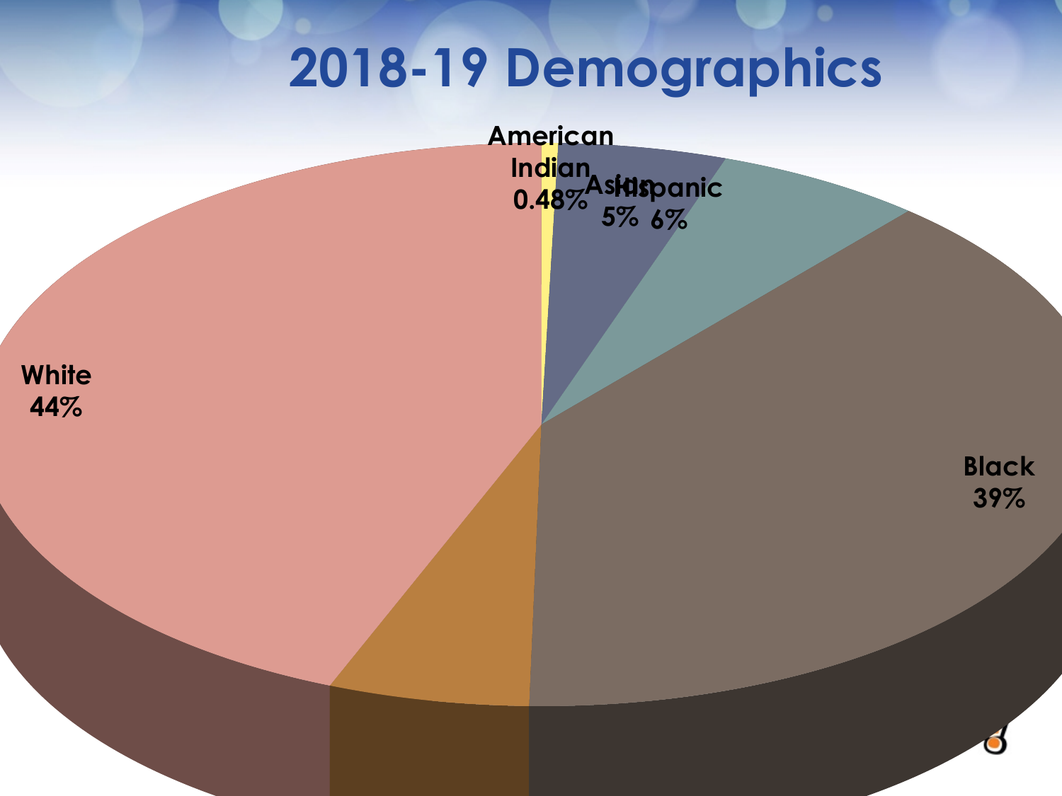# 2018-19 Demographics

American Indian 0.48%

Asian 5%

Hispanic 6%

Black 39%

White 44%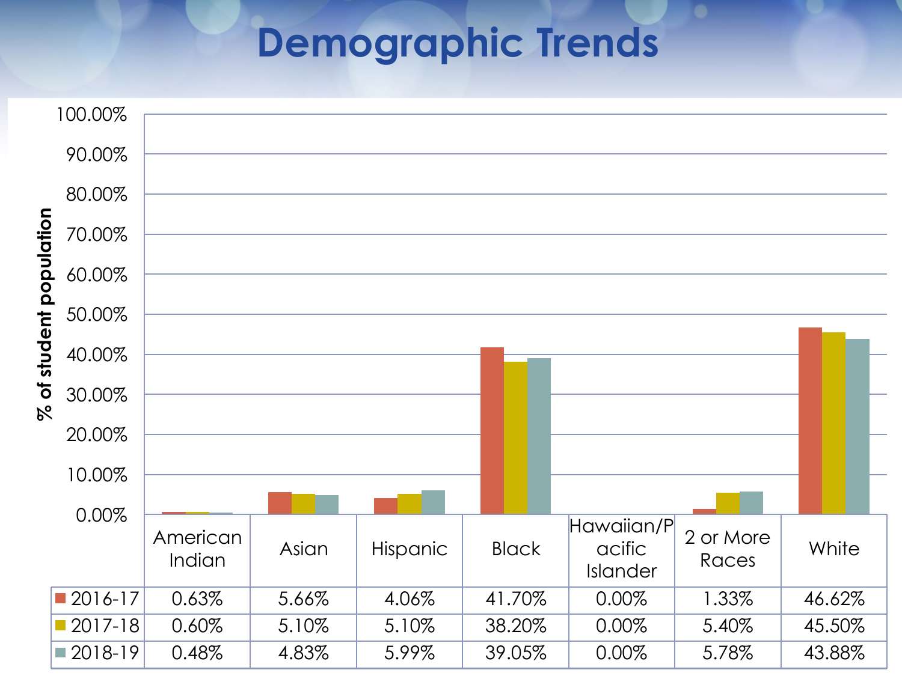# Demographic Trends

% of student population

| | American Indian | Asian | Hispanic | Black | Hawaiian/Pacific Islander | 2 or More Races | White |
|---|---|---|---|---|---|---|---|
| 2016-17 | 0.63% | 5.66% | 4.06% | 41.70% | 0.00% | 1.33% | 46.62% |
| 2017-18 | 0.60% | 5.10% | 5.10% | 38.20% | 0.00% | 5.40% | 45.50% |
| 2018-19 | 0.48% | 4.83% | 5.99% | 39.05% | 0.00% | 5.78% | 43.88% |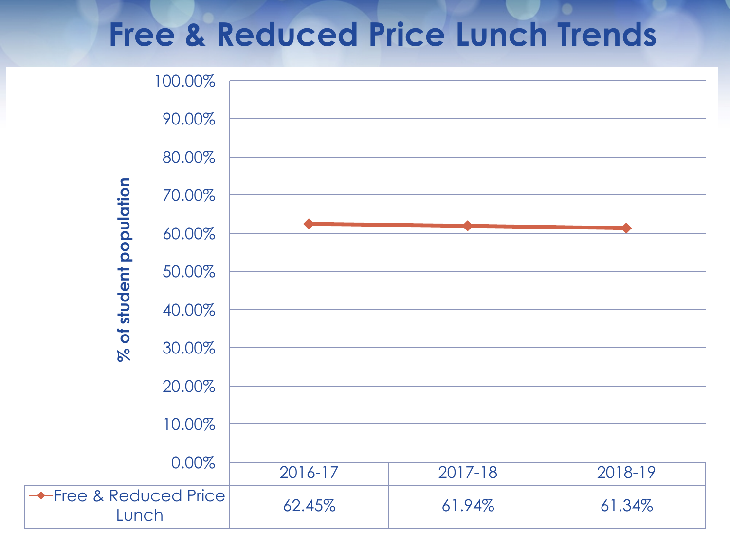# Free & Reduced Price Lunch Trends

% of student population

| | 2016-17 | 2017-18 | 2018-19 |
|---|---|---|---|
| Free & Reduced Price Lunch | 62.45% | 61.94% | 61.34% |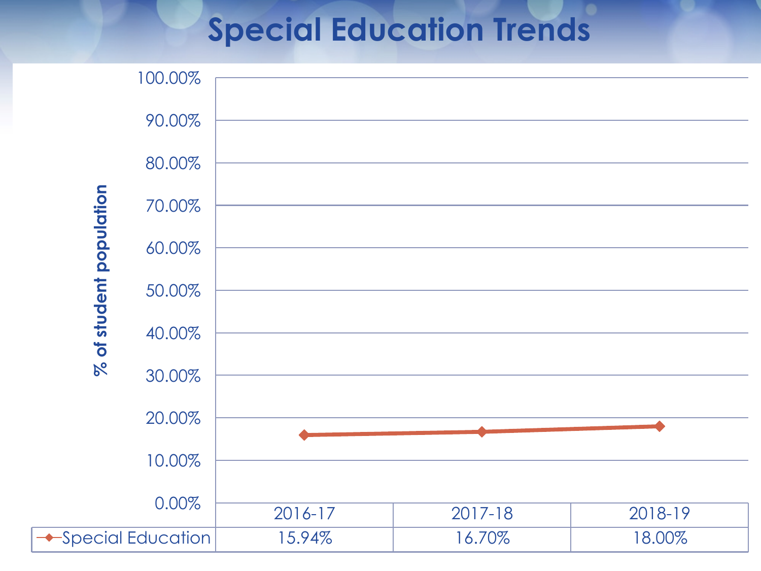# Special Education Trends

| | 2016-17 | 2017-18 | 2018-19 |
|---|---|---|---|
| Special Education | 15.94% | 16.70% | 18.00% |

% of student population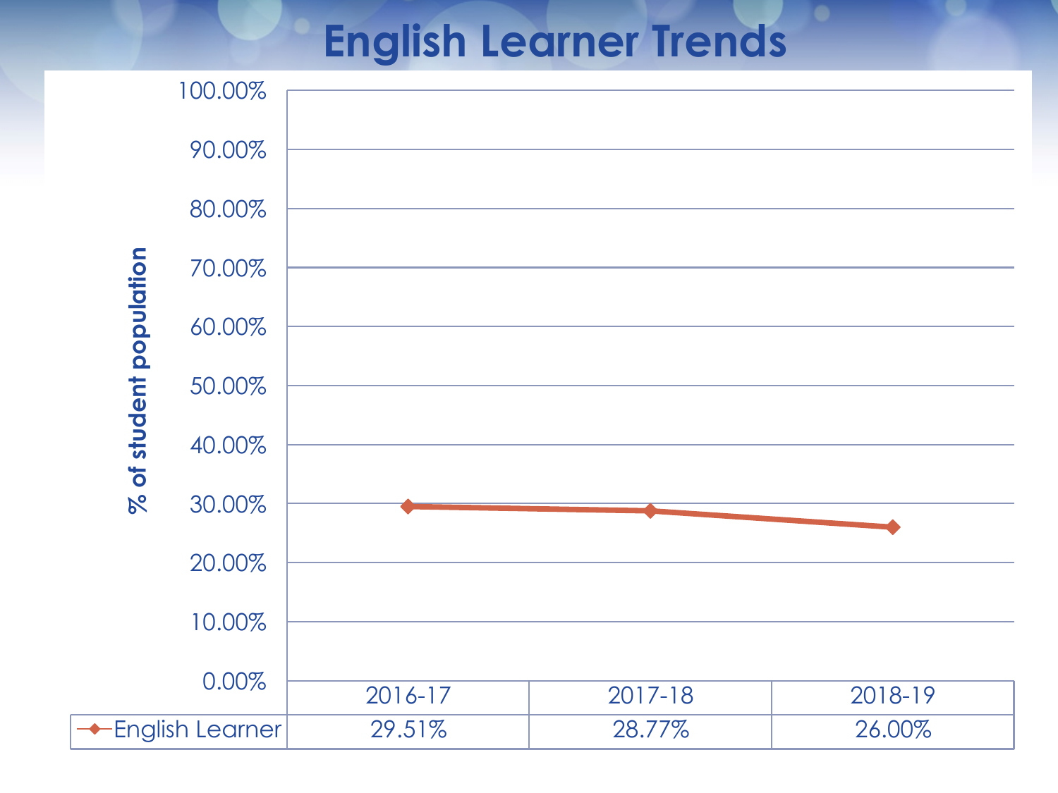# English Learner Trends

| | 2016-17 | 2017-18 | 2018-19 |
|---|---|---|---|
| English Learner | 29.51% | 28.77% | 26.00% |

% of student population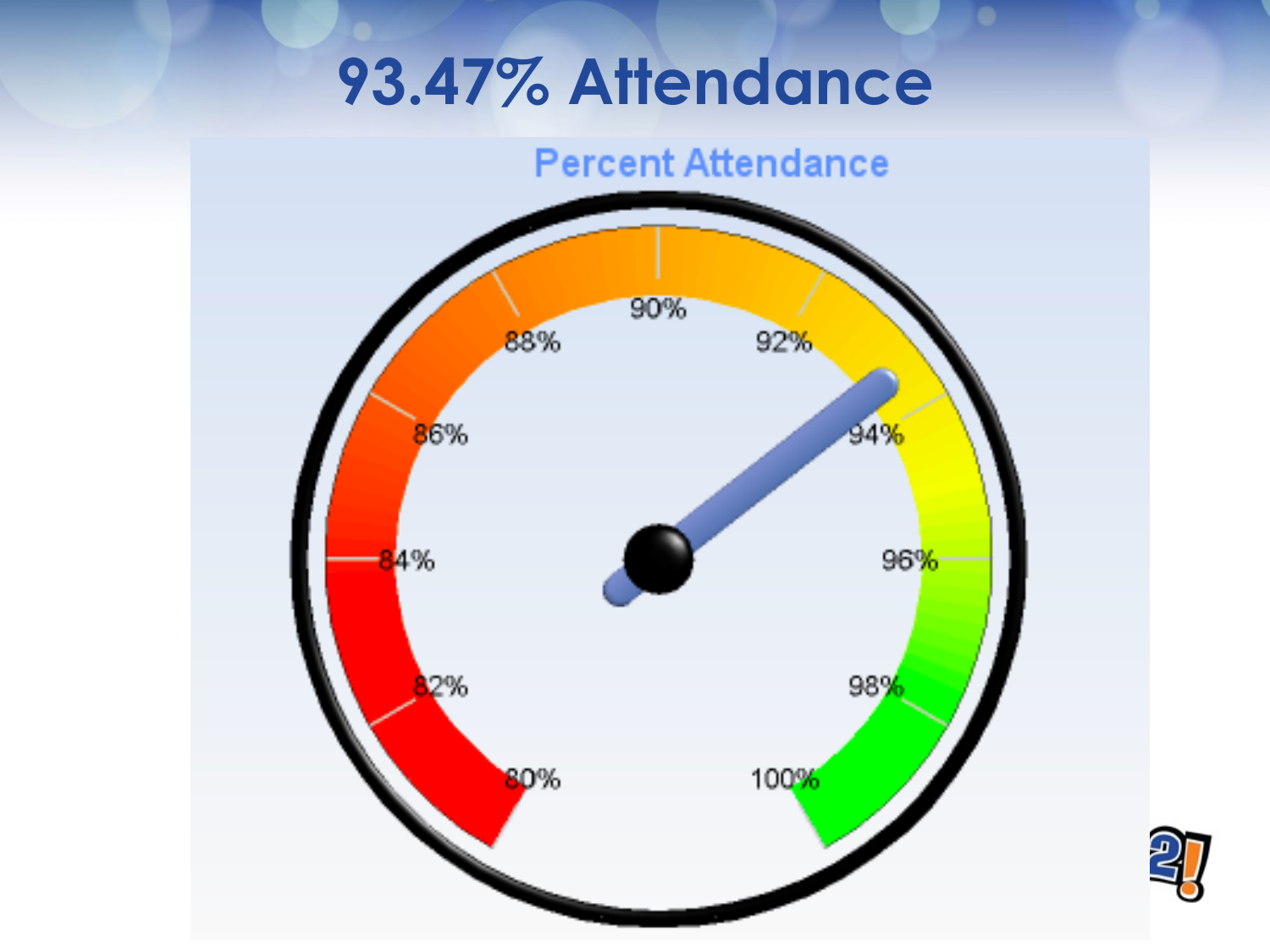# 93.47% Attendance

Percent Attendance

80% 82% 84% 86% 88% 90% 92% 94% 96% 98% 100%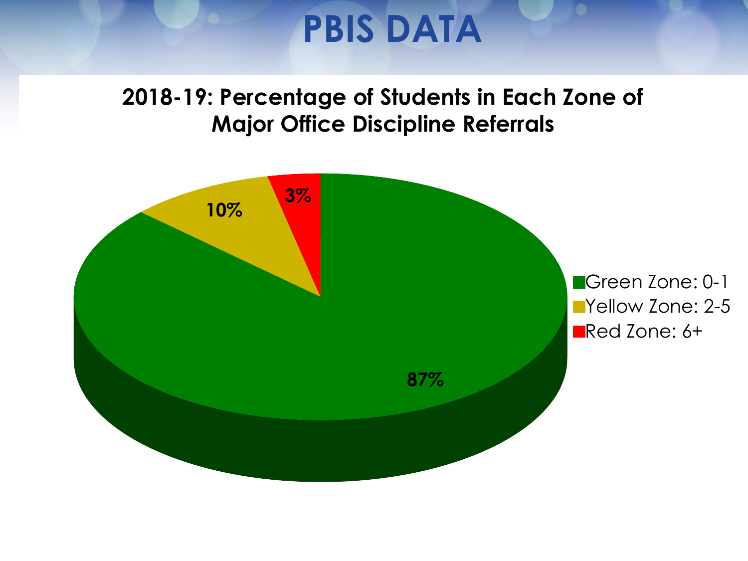# PBIS DATA

## 2018-19: Percentage of Students in Each Zone of Major Office Discipline Referrals

| Zone | Percentage |
| --- | --- |
| Green Zone: 0-1 | 87% |
| Yellow Zone: 2-5 | 10% |
| Red Zone: 6+ | 3% |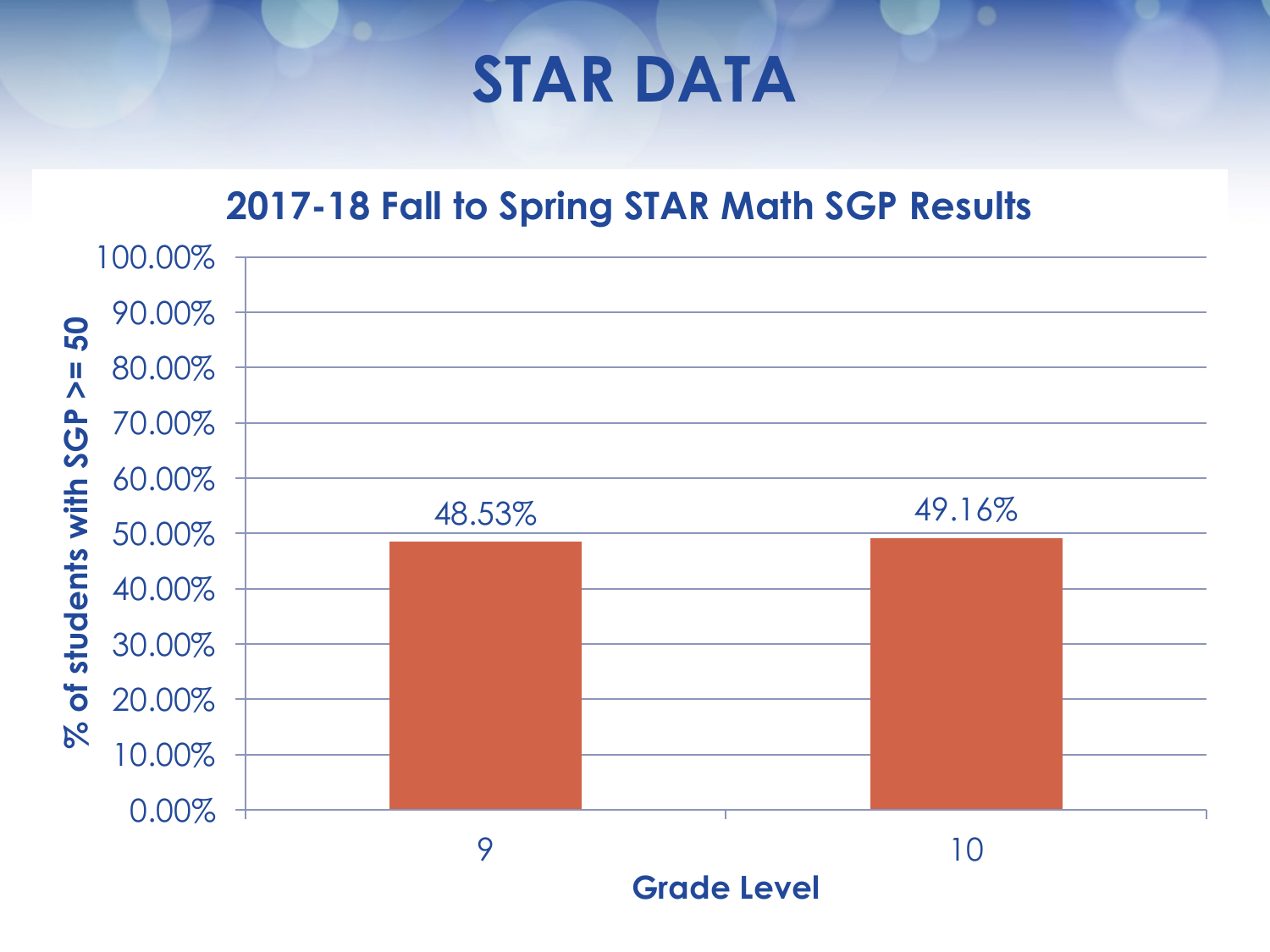# STAR DATA

## 2017-18 Fall to Spring STAR Math SGP Results

| Grade Level | % of students with SGP >= 50 |
|---|---|
| 9 | 48.53% |
| 10 | 49.16% |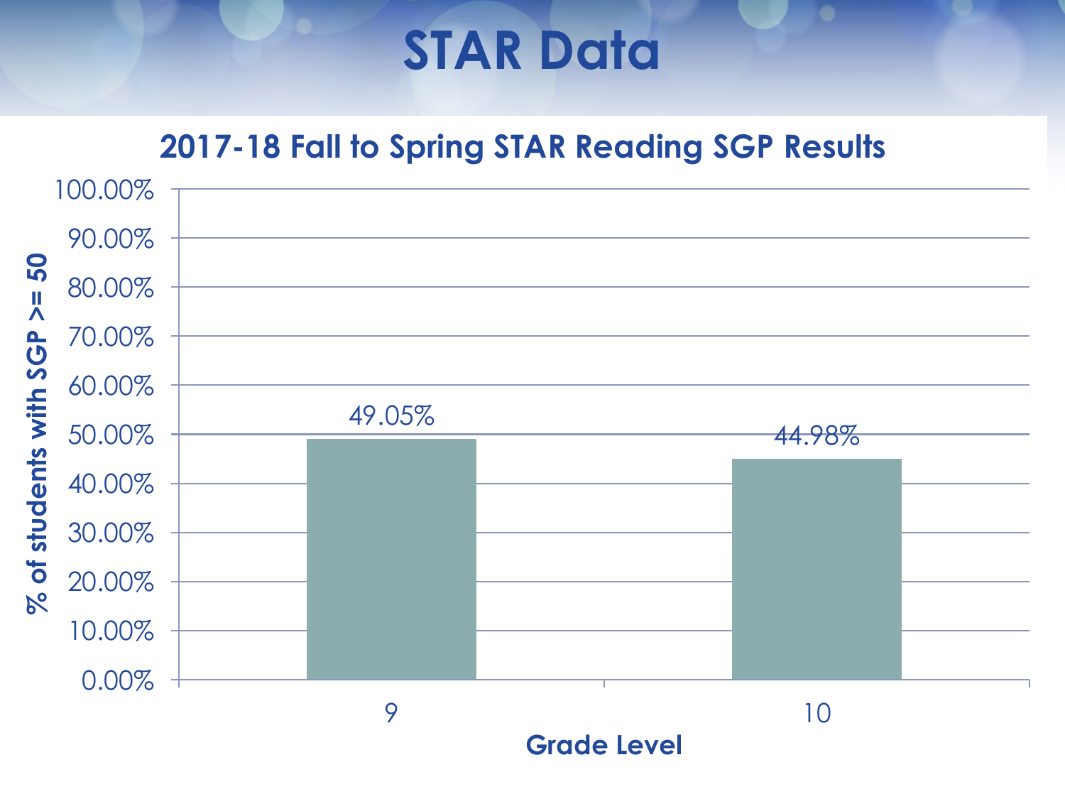# STAR Data

## 2017-18 Fall to Spring STAR Reading SGP Results

| Grade Level | % of students with SGP >= 50 |
|---|---|
| 9 | 49.05% |
| 10 | 44.98% |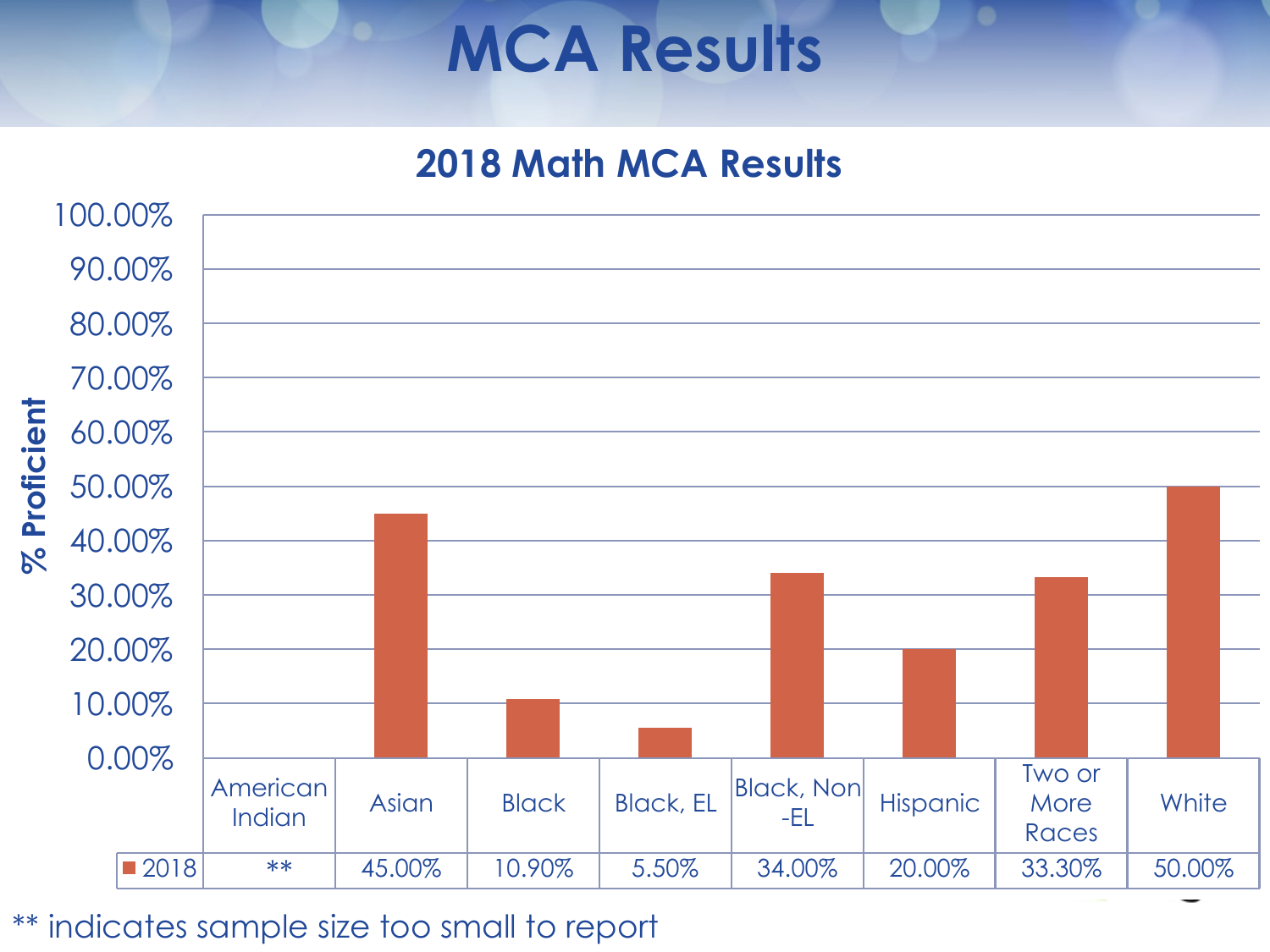# MCA Results

## 2018 Math MCA Results

| | American Indian | Asian | Black | Black, EL | Black, Non-EL | Hispanic | Two or More Races | White |
|---|---|---|---|---|---|---|---|---|
| 2018 | ** | 45.00% | 10.90% | 5.50% | 34.00% | 20.00% | 33.30% | 50.00% |

** indicates sample size too small to report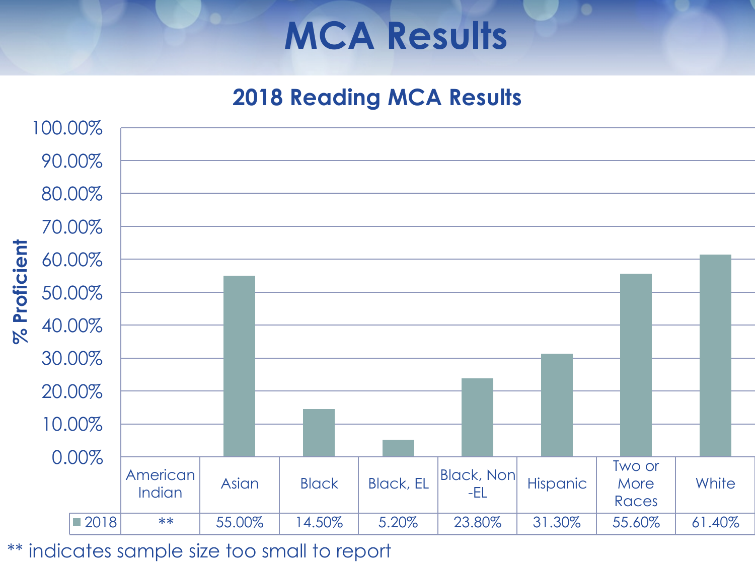# MCA Results

## 2018 Reading MCA Results

| | American Indian | Asian | Black | Black, EL | Black, Non-EL | Hispanic | Two or More Races | White |
|---|---|---|---|---|---|---|---|---|
| 2018 | ** | 55.00% | 14.50% | 5.20% | 23.80% | 31.30% | 55.60% | 61.40% |

** indicates sample size too small to report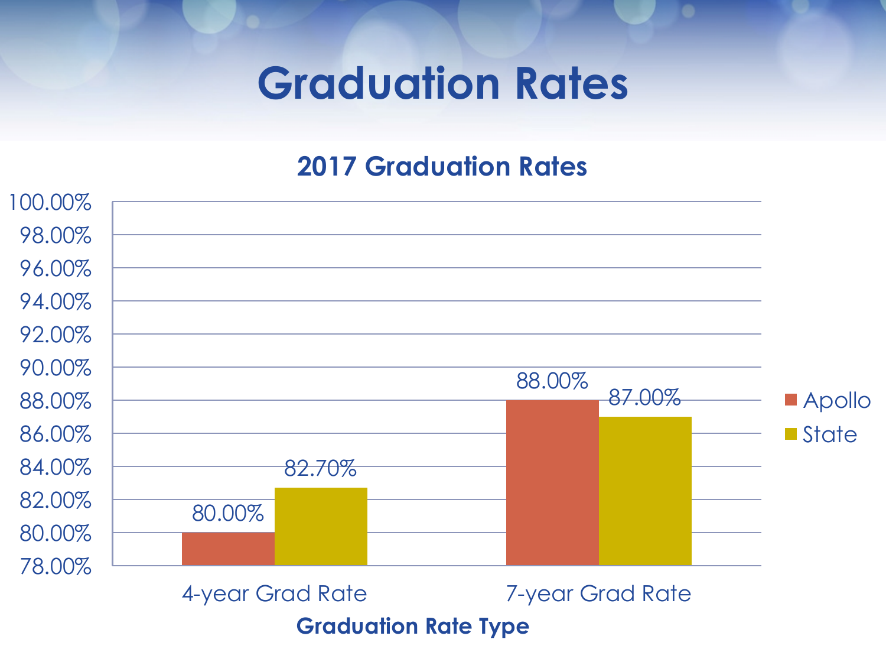# Graduation Rates

## 2017 Graduation Rates

| Graduation Rate Type | Apollo | State |
| --- | --- | --- |
| 4-year Grad Rate | 80.00% | 82.70% |
| 7-year Grad Rate | 88.00% | 87.00% |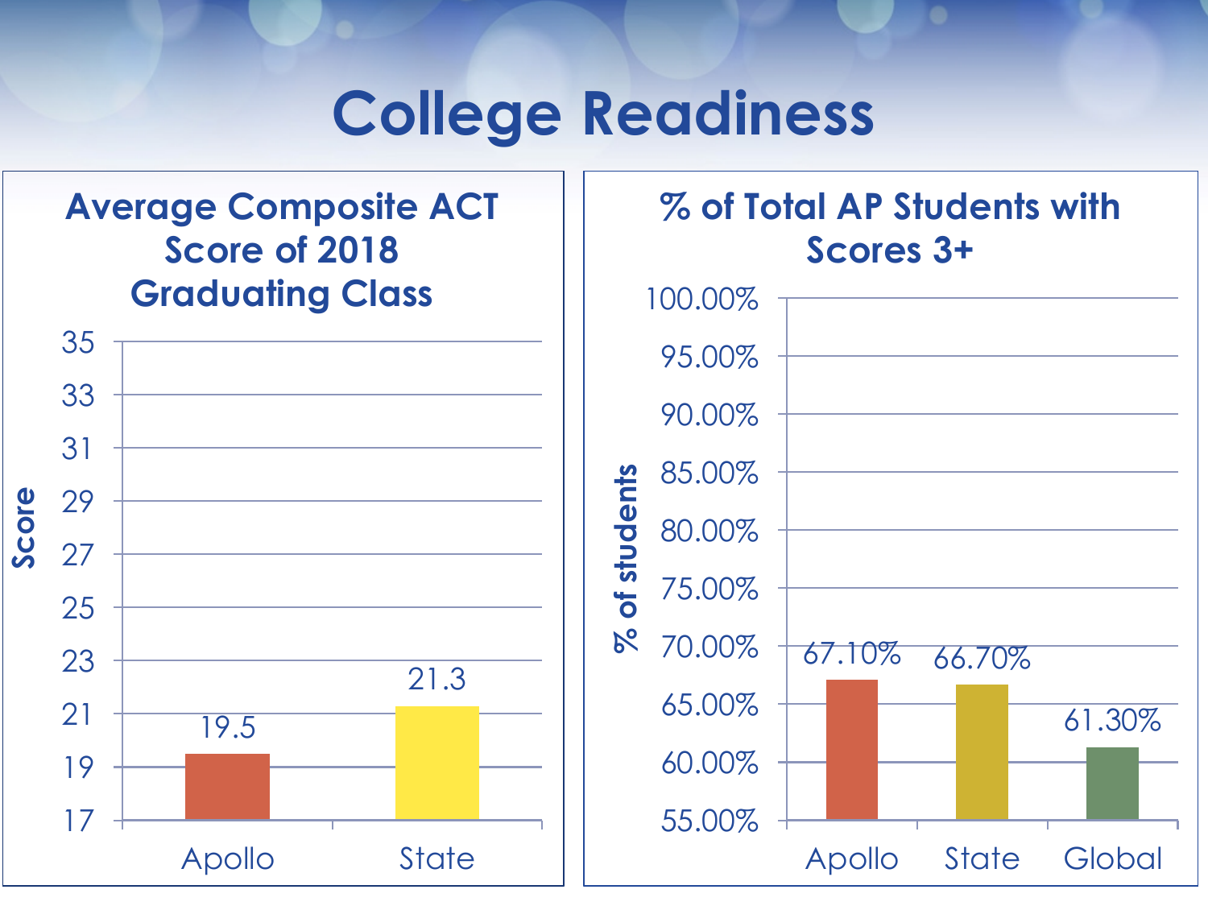# College Readiness

## Average Composite ACT Score of 2018 Graduating Class

| | Score |
|---|---|
| Apollo | 19.5 |
| State | 21.3 |

## % of Total AP Students with Scores 3+

| | % of students |
|---|---|
| Apollo | 67.10% |
| State | 66.70% |
| Global | 61.30% |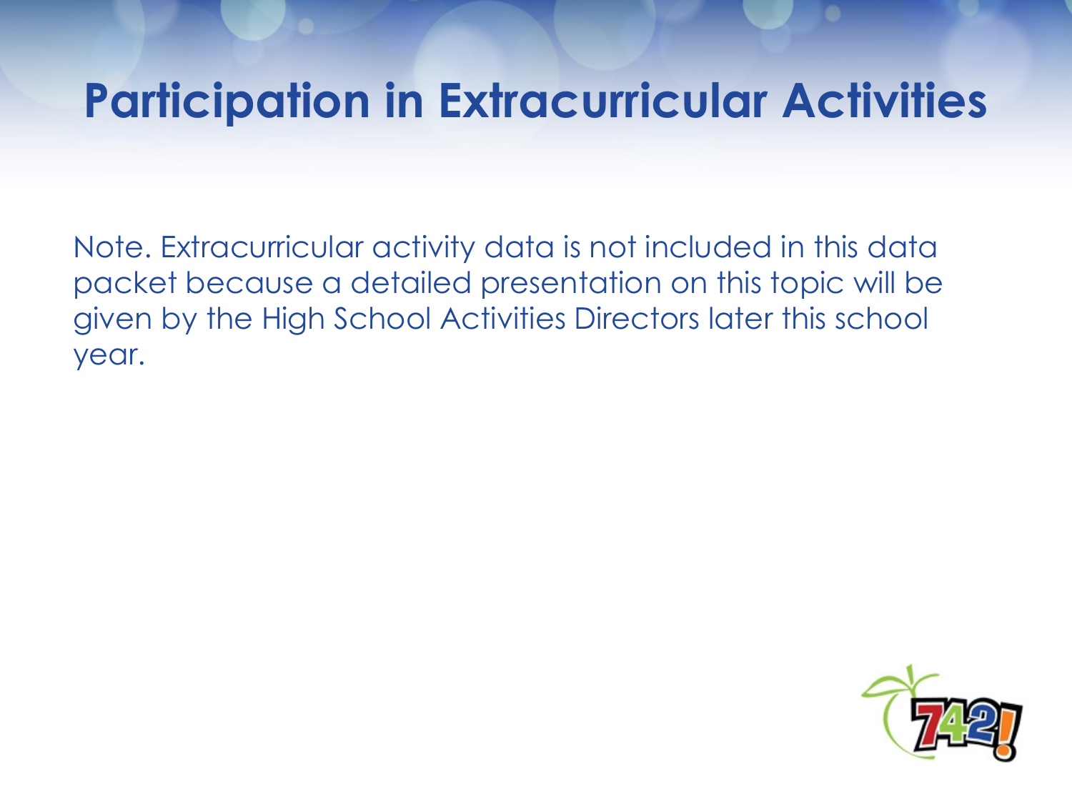# Participation in Extracurricular Activities

Note. Extracurricular activity data is not included in this data packet because a detailed presentation on this topic will be given by the High School Activities Directors later this school year.